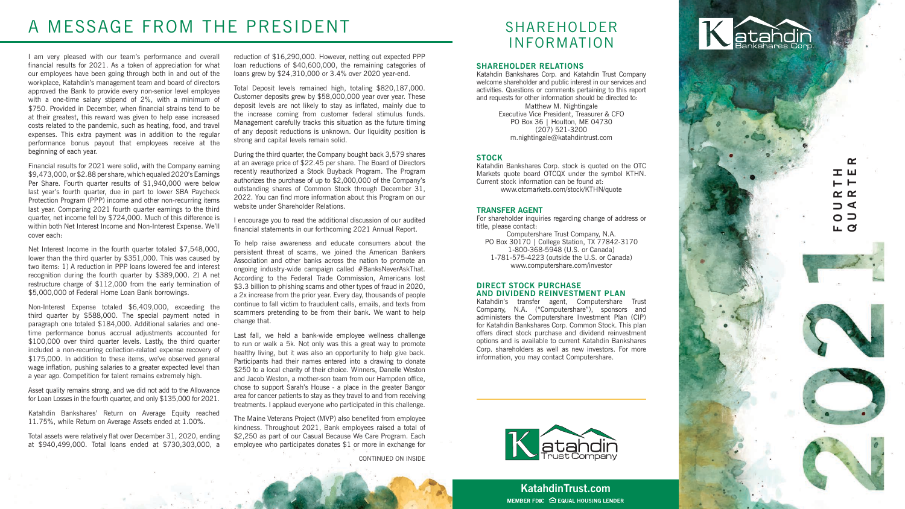# A MESSAGE FROM THE PRESIDENT

I am very pleased with our team's performance and overall financial results for 2021. As a token of appreciation for what our employees have been going through both in and out of the workplace, Katahdin's management team and board of directors approved the Bank to provide every non-senior level employee with a one-time salary stipend of 2%, with a minimum of $750. Provided in December, when financial strains tend to be at their greatest, this reward was given to help ease increased costs related to the pandemic, such as heating, food, and travel expenses. This extra payment was in addition to the regular performance bonus payout that employees receive at the beginning of each year.

Financial results for 2021 were solid, with the Company earning $9,473,000, or $2.88 per share, which equaled 2020's Earnings Per Share. Fourth quarter results of $1,940,000 were below last year's fourth quarter, due in part to lower SBA Paycheck Protection Program (PPP) income and other non-recurring items last year. Comparing 2021 fourth quarter earnings to the third quarter, net income fell by $724,000. Much of this difference is within both Net Interest Income and Non-Interest Expense. We'll cover each:

Net Interest Income in the fourth quarter totaled $7,548,000, lower than the third quarter by $351,000. This was caused by two items: 1) A reduction in PPP loans lowered fee and interest recognition during the fourth quarter by $389,000. 2) A net restructure charge of $112,000 from the early termination of $5,000,000 of Federal Home Loan Bank borrowings.

Non-Interest Expense totaled $6,409,000, exceeding the third quarter by $588,000. The special payment noted in paragraph one totaled $184,000. Additional salaries and one-time performance bonus accrual adjustments accounted for $100,000 over third quarter levels. Lastly, the third quarter included a non-recurring collection-related expense recovery of $175,000. In addition to these items, we've observed general wage inflation, pushing salaries to a greater expected level than a year ago. Competition for talent remains extremely high.

Asset quality remains strong, and we did not add to the Allowance for Loan Losses in the fourth quarter, and only $135,000 for 2021.

Katahdin Bankshares' Return on Average Equity reached 11.75%, while Return on Average Assets ended at 1.00%.

Total assets were relatively flat over December 31, 2020, ending at $940,499,000. Total loans ended at $730,303,000, a reduction of $16,290,000. However, netting out expected PPP loan reductions of $40,600,000, the remaining categories of loans grew by $24,310,000 or 3.4% over 2020 year-end.

Total Deposit levels remained high, totaling $820,187,000. Customer deposits grew by $58,000,000 year over year. These deposit levels are not likely to stay as inflated, mainly due to the increase coming from customer federal stimulus funds. Management carefully tracks this situation as the future timing of any deposit reductions is unknown. Our liquidity position is strong and capital levels remain solid.

During the third quarter, the Company bought back 3,579 shares at an average price of $22.45 per share. The Board of Directors recently reauthorized a Stock Buyback Program. The Program authorizes the purchase of up to $2,000,000 of the Company's outstanding shares of Common Stock through December 31, 2022. You can find more information about this Program on our website under Shareholder Relations.

I encourage you to read the additional discussion of our audited financial statements in our forthcoming 2021 Annual Report.

To help raise awareness and educate consumers about the persistent threat of scams, we joined the American Bankers Association and other banks across the nation to promote an ongoing industry-wide campaign called #BanksNeverAskThat. According to the Federal Trade Commission, Americans lost $3.3 billion to phishing scams and other types of fraud in 2020, a 2x increase from the prior year. Every day, thousands of people continue to fall victim to fraudulent calls, emails, and texts from scammers pretending to be from their bank. We want to help change that.

Last fall, we held a bank-wide employee wellness challenge to run or walk a 5k. Not only was this a great way to promote healthy living, but it was also an opportunity to help give back. Participants had their names entered into a drawing to donate $250 to a local charity of their choice. Winners, Danelle Weston and Jacob Weston, a mother-son team from our Hampden office, chose to support Sarah's House - a place in the greater Bangor area for cancer patients to stay as they travel to and from receiving treatments. I applaud everyone who participated in this challenge.

The Maine Veterans Project (MVP) also benefited from employee kindness. Throughout 2021, Bank employees raised a total of $2,250 as part of our Casual Because We Care Program. Each employee who participates donates $1 or more in exchange for

CONTINUED ON INSIDE

# SHAREHOLDER INFORMATION

### SHAREHOLDER RELATIONS

Katahdin Bankshares Corp. and Katahdin Trust Company welcome shareholder and public interest in our services and activities. Questions or comments pertaining to this report and requests for other information should be directed to:

Matthew M. Nightingale
Executive Vice President, Treasurer & CFO
PO Box 36 | Houlton, ME 04730
(207) 521-3200
m.nightingale@katahdintrust.com

### STOCK

Katahdin Bankshares Corp. stock is quoted on the OTC Markets quote board OTCQX under the symbol KTHN. Current stock information can be found at:
www.otcmarkets.com/stock/KTHN/quote

### TRANSFER AGENT

For shareholder inquiries regarding change of address or title, please contact:

Computershare Trust Company, N.A.
PO Box 30170 | College Station, TX 77842-3170
1-800-368-5948 (U.S. or Canada)
1-781-575-4223 (outside the U.S. or Canada)
www.computershare.com/investor

### DIRECT STOCK PURCHASE AND DIVIDEND REINVESTMENT PLAN

Katahdin's transfer agent, Computershare Trust Company, N.A. ("Computershare"), sponsors and administers the Computershare Investment Plan (CIP) for Katahdin Bankshares Corp. Common Stock. This plan offers direct stock purchase and dividend reinvestment options and is available to current Katahdin Bankshares Corp. shareholders as well as new investors. For more information, you may contact Computershare.

Katahdin Trust Company

**KatahdinTrust.com**
MEMBER FDIC EQUAL HOUSING LENDER

Katahdin Bankshares Corp.

FOURTH QUARTER 2021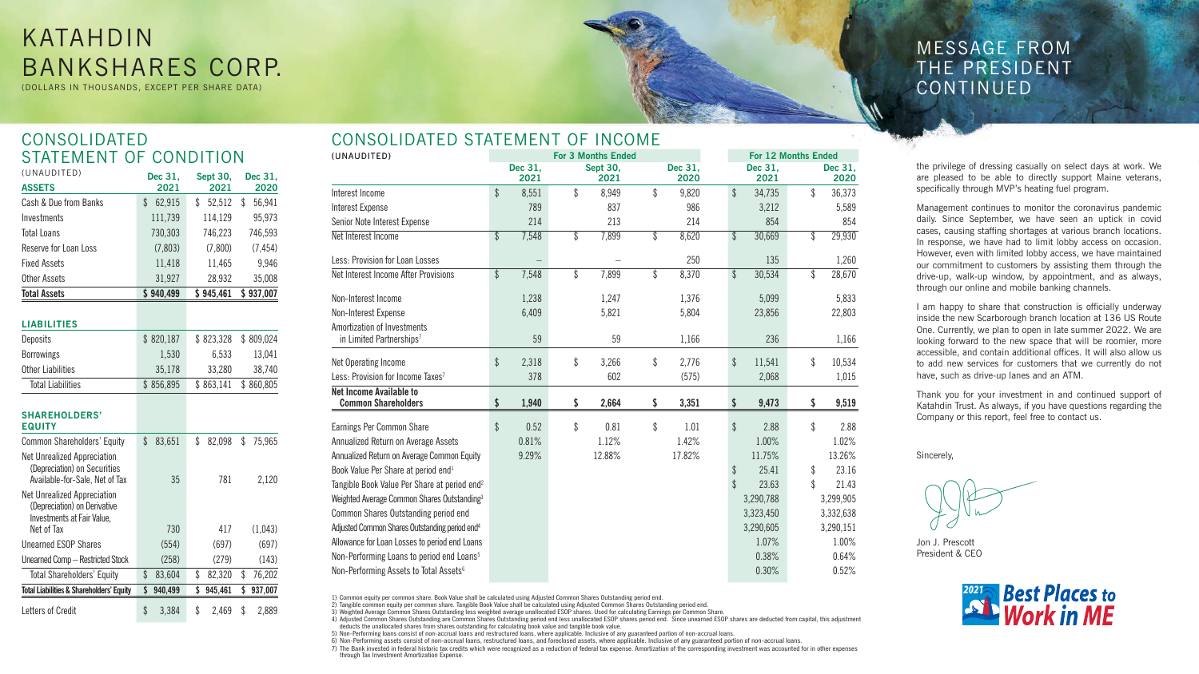# KATAHDIN BANKSHARES CORP.

(DOLLARS IN THOUSANDS, EXCEPT PER SHARE DATA)

## CONSOLIDATED STATEMENT OF CONDITION

| (UNAUDITED) | Dec 31, 2021 | Sept 30, 2021 | Dec 31, 2020 |
|---|---|---|---|
| **ASSETS** | | | |
| Cash & Due from Banks | $ 62,915 | $ 52,512 | $ 56,941 |
| Investments | 111,739 | 114,129 | 95,973 |
| Total Loans | 730,303 | 746,223 | 746,593 |
| Reserve for Loan Loss | (7,803) | (7,800) | (7,454) |
| Fixed Assets | 11,418 | 11,465 | 9,946 |
| Other Assets | 31,927 | 28,932 | 35,008 |
| **Total Assets** | **$ 940,499** | **$ 945,461** | **$ 937,007** |
| **LIABILITIES** | | | |
| Deposits | $ 820,187 | $ 823,328 | $ 809,024 |
| Borrowings | 1,530 | 6,533 | 13,041 |
| Other Liabilities | 35,178 | 33,280 | 38,740 |
| Total Liabilities | $ 856,895 | $ 863,141 | $ 860,805 |
| **SHAREHOLDERS' EQUITY** | | | |
| Common Shareholders' Equity | $ 83,651 | $ 82,098 | $ 75,965 |
| Net Unrealized Appreciation (Depreciation) on Securities Available-for-Sale, Net of Tax | 35 | 781 | 2,120 |
| Net Unrealized Appreciation (Depreciation) on Derivative Investments at Fair Value, Net of Tax | 730 | 417 | (1,043) |
| Unearned ESOP Shares | (554) | (697) | (697) |
| Unearned Comp – Restricted Stock | (258) | (279) | (143) |
| Total Shareholders' Equity | $ 83,604 | $ 82,320 | $ 76,202 |
| **Total Liabilities & Shareholders' Equity** | **$ 940,499** | **$ 945,461** | **$ 937,007** |
| Letters of Credit | $ 3,384 | $ 2,469 | $ 2,889 |

## CONSOLIDATED STATEMENT OF INCOME

| (UNAUDITED) | For 3 Months Ended | | | For 12 Months Ended | |
|---|---|---|---|---|---|
| | Dec 31, 2021 | Sept 30, 2021 | Dec 31, 2020 | Dec 31, 2021 | Dec 31, 2020 |
| Interest Income | $ 8,551 | $ 8,949 | $ 9,820 | $ 34,735 | $ 36,373 |
| Interest Expense | 789 | 837 | 986 | 3,212 | 5,589 |
| Senior Note Interest Expense | 214 | 213 | 214 | 854 | 854 |
| Net Interest Income | $ 7,548 | $ 7,899 | $ 8,620 | $ 30,669 | $ 29,930 |
| Less: Provision for Loan Losses | – | – | 250 | 135 | 1,260 |
| Net Interest Income After Provisions | $ 7,548 | $ 7,899 | $ 8,370 | $ 30,534 | $ 28,670 |
| Non-Interest Income | 1,238 | 1,247 | 1,376 | 5,099 | 5,833 |
| Non-Interest Expense | 6,409 | 5,821 | 5,804 | 23,856 | 22,803 |
| Amortization of Investments in Limited Partnerships[7] | 59 | 59 | 1,166 | 236 | 1,166 |
| Net Operating Income | $ 2,318 | $ 3,266 | $ 2,776 | $ 11,541 | $ 10,534 |
| Less: Provision for Income Taxes[7] | 378 | 602 | (575) | 2,068 | 1,015 |
| **Net Income Available to Common Shareholders** | **$ 1,940** | **$ 2,664** | **$ 3,351** | **$ 9,473** | **$ 9,519** |
| Earnings Per Common Share | $ 0.52 | $ 0.81 | $ 1.01 | $ 2.88 | $ 2.88 |
| Annualized Return on Average Assets | 0.81% | 1.12% | 1.42% | 1.00% | 1.02% |
| Annualized Return on Average Common Equity | 9.29% | 12.88% | 17.82% | 11.75% | 13.26% |
| Book Value Per Share at period end[1] | | | | $ 25.41 | $ 23.16 |
| Tangible Book Value Per Share at period end[2] | | | | $ 23.63 | $ 21.43 |
| Weighted Average Common Shares Outstanding[3] | | | | 3,290,788 | 3,299,905 |
| Common Shares Outstanding period end | | | | 3,323,450 | 3,332,638 |
| Adjusted Common Shares Outstanding period end[4] | | | | 3,290,605 | 3,290,151 |
| Allowance for Loan Losses to period end Loans | | | | 1.07% | 1.00% |
| Non-Performing Loans to period end Loans[5] | | | | 0.38% | 0.64% |
| Non-Performing Assets to Total Assets[6] | | | | 0.30% | 0.52% |

1) Common equity per common share. Book Value shall be calculated using Adjusted Common Shares Outstanding period end.
2) Tangible common equity per common share. Tangible Book Value shall be calculated using Adjusted Common Shares Outstanding period end.
3) Weighted Average Common Shares Outstanding less weighted average unallocated ESOP shares. Used for calculating Earnings per Common Share.
4) Adjusted Common Shares Outstanding are Common Shares Outstanding period end less unallocated ESOP shares period end. Since unearned ESOP shares are deducted from capital, this adjustment deducts the unallocated shares from shares outstanding for calculating book value and tangible book value.
5) Non-Performing loans consist of non-accrual loans and restructured loans, where applicable. Inclusive of any guaranteed portion of non-accrual loans.
6) Non-Performing assets consist of non-accrual loans, restructured loans, and foreclosed assets, where applicable. Inclusive of any guaranteed portion of non-accrual loans.
7) The Bank invested in federal historic tax credits which were recognized as a reduction of federal tax expense. Amortization of the corresponding investment was accounted for in other expenses through Tax Investment Amortization Expense.

## MESSAGE FROM THE PRESIDENT CONTINUED

the privilege of dressing casually on select days at work. We are pleased to be able to directly support Maine veterans, specifically through MVP's heating fuel program.

Management continues to monitor the coronavirus pandemic daily. Since September, we have seen an uptick in covid cases, causing staffing shortages at various branch locations. In response, we have had to limit lobby access on occasion. However, even with limited lobby access, we have maintained our commitment to customers by assisting them through the drive-up, walk-up window, by appointment, and as always, through our online and mobile banking channels.

I am happy to share that construction is officially underway inside the new Scarborough branch location at 136 US Route One. Currently, we plan to open in late summer 2022. We are looking forward to the new space that will be roomier, more accessible, and contain additional offices. It will also allow us to add new services for customers that we currently do not have, such as drive-up lanes and an ATM.

Thank you for your investment in and continued support of Katahdin Trust. As always, if you have questions regarding the Company or this report, feel free to contact us.

Sincerely,

Jon J. Prescott
President & CEO

2021 Best Places to Work in ME